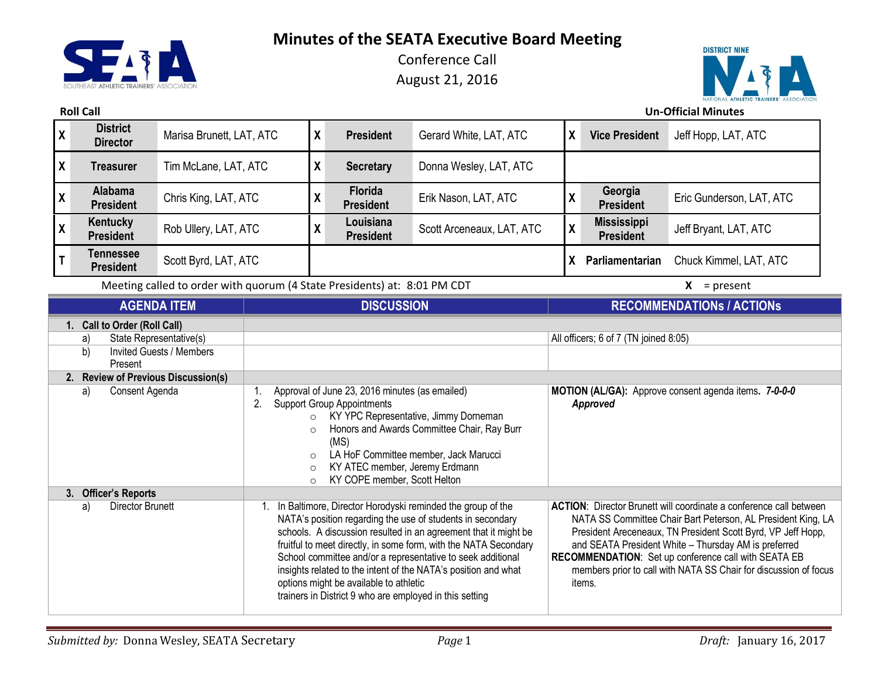# Minutes of the SEATA Executive Board Meeting

Conference Call

August 21, 2016

**Roll Call** **Un-Official Minutes**

| | | | | | | | | |
|---|---|---|---|---|---|---|---|---|
| X | **District Director** | Marisa Brunett, LAT, ATC | X | **President** | Gerard White, LAT, ATC | X | **Vice President** | Jeff Hopp, LAT, ATC |
| X | **Treasurer** | Tim McLane, LAT, ATC | X | **Secretary** | Donna Wesley, LAT, ATC | | | |
| X | **Alabama President** | Chris King, LAT, ATC | X | **Florida President** | Erik Nason, LAT, ATC | X | **Georgia President** | Eric Gunderson, LAT, ATC |
| X | **Kentucky President** | Rob Ullery, LAT, ATC | X | **Louisiana President** | Scott Arceneaux, LAT, ATC | X | **Mississippi President** | Jeff Bryant, LAT, ATC |
| T | **Tennessee President** | Scott Byrd, LAT, ATC | | | | X | **Parliamentarian** | Chuck Kimmel, LAT, ATC |

Meeting called to order with quorum (4 State Presidents) at: 8:01 PM CDT **X** = present

| AGENDA ITEM | DISCUSSION | RECOMMENDATIONs / ACTIONs |
|---|---|---|
| **1. Call to Order (Roll Call)** | | |
| a) State Representative(s) | | All officers; 6 of 7 (TN joined 8:05) |
| b) Invited Guests / Members Present | | |
| **2. Review of Previous Discussion(s)** | | |
| a) Consent Agenda | 1. Approval of June 23, 2016 minutes (as emailed)<br>2. Support Group Appointments<br>○ KY YPC Representative, Jimmy Dorneman<br>○ Honors and Awards Committee Chair, Ray Burr (MS)<br>○ LA HoF Committee member, Jack Marucci<br>○ KY ATEC member, Jeremy Erdmann<br>○ KY COPE member, Scott Helton | **MOTION (AL/GA):** Approve consent agenda items*. **7-0-0-0*** ***Approved*** |
| **3. Officer's Reports** | | |
| a) Director Brunett | 1. In Baltimore, Director Horodyski reminded the group of the NATA's position regarding the use of students in secondary schools. A discussion resulted in an agreement that it might be fruitful to meet directly, in some form, with the NATA Secondary School committee and/or a representative to seek additional insights related to the intent of the NATA's position and what options might be available to athletic trainers in District 9 who are employed in this setting | **ACTION**: Director Brunett will coordinate a conference call between NATA SS Committee Chair Bart Peterson, AL President King, LA President Areceneaux, TN President Scott Byrd, VP Jeff Hopp, and SEATA President White – Thursday AM is preferred<br>**RECOMMENDATION**: Set up conference call with SEATA EB members prior to call with NATA SS Chair for discussion of focus items. |

*Submitted by:* Donna Wesley, SEATA Secretary *Draft:* January 16, 2017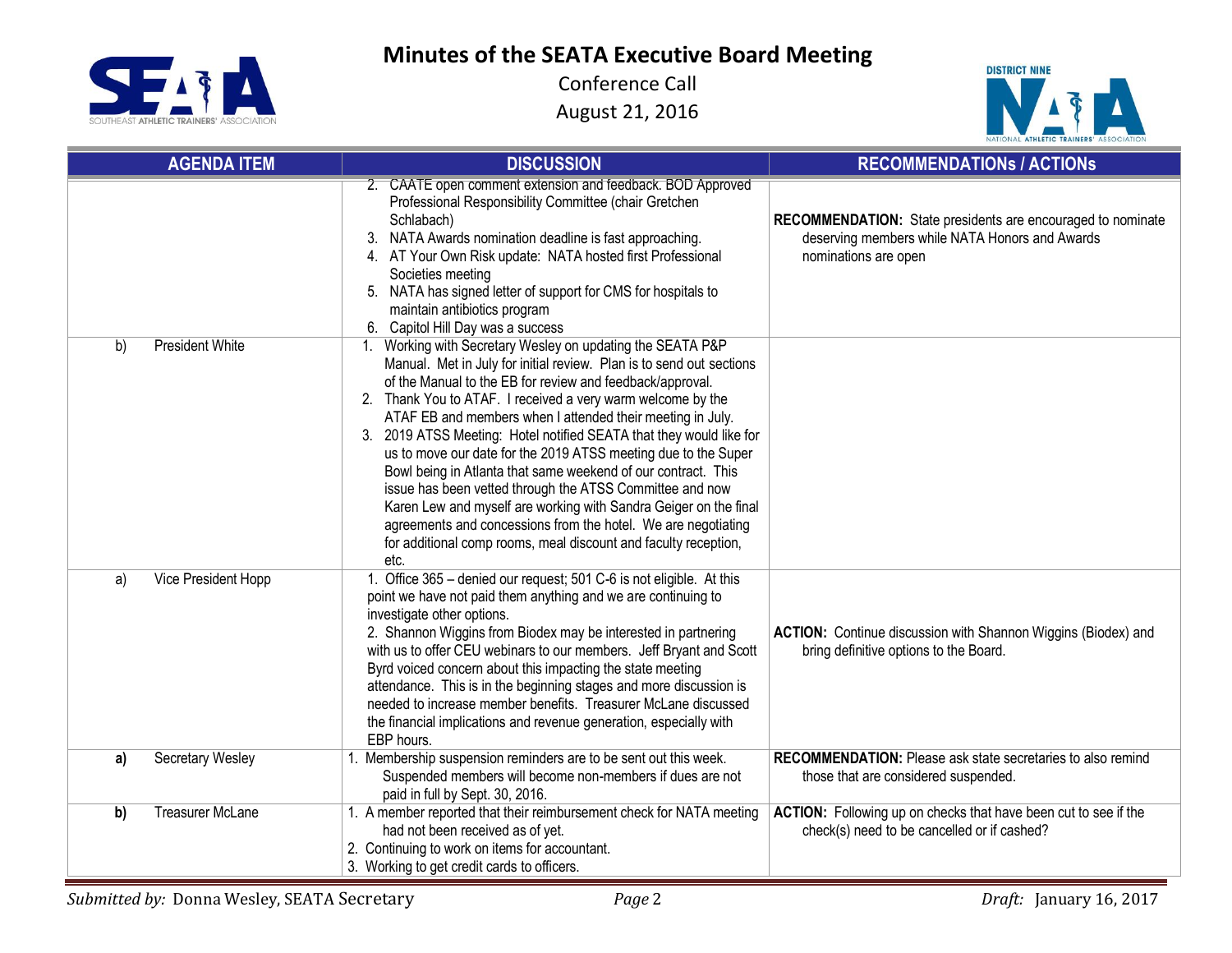# Minutes of the SEATA Executive Board Meeting

Conference Call

August 21, 2016

| AGENDA ITEM | DISCUSSION | RECOMMENDATIONs / ACTIONs |
|---|---|---|
| | 2. CAATE open comment extension and feedback. BOD Approved Professional Responsibility Committee (chair Gretchen Schlabach)<br>3. NATA Awards nomination deadline is fast approaching.<br>4. AT Your Own Risk update: NATA hosted first Professional Societies meeting<br>5. NATA has signed letter of support for CMS for hospitals to maintain antibiotics program<br>6. Capitol Hill Day was a success | **RECOMMENDATION:** State presidents are encouraged to nominate deserving members while NATA Honors and Awards nominations are open |
| b) President White | 1. Working with Secretary Wesley on updating the SEATA P&P Manual. Met in July for initial review. Plan is to send out sections of the Manual to the EB for review and feedback/approval.<br>2. Thank You to ATAF. I received a very warm welcome by the ATAF EB and members when I attended their meeting in July.<br>3. 2019 ATSS Meeting: Hotel notified SEATA that they would like for us to move our date for the 2019 ATSS meeting due to the Super Bowl being in Atlanta that same weekend of our contract. This issue has been vetted through the ATSS Committee and now Karen Lew and myself are working with Sandra Geiger on the final agreements and concessions from the hotel. We are negotiating for additional comp rooms, meal discount and faculty reception, etc. | |
| a) Vice President Hopp | 1. Office 365 – denied our request; 501 C-6 is not eligible. At this point we have not paid them anything and we are continuing to investigate other options.<br>2. Shannon Wiggins from Biodex may be interested in partnering with us to offer CEU webinars to our members. Jeff Bryant and Scott Byrd voiced concern about this impacting the state meeting attendance. This is in the beginning stages and more discussion is needed to increase member benefits. Treasurer McLane discussed the financial implications and revenue generation, especially with EBP hours. | **ACTION:** Continue discussion with Shannon Wiggins (Biodex) and bring definitive options to the Board. |
| **a)** Secretary Wesley | 1. Membership suspension reminders are to be sent out this week. Suspended members will become non-members if dues are not paid in full by Sept. 30, 2016. | **RECOMMENDATION:** Please ask state secretaries to also remind those that are considered suspended. |
| **b)** Treasurer McLane | 1. A member reported that their reimbursement check for NATA meeting had not been received as of yet.<br>2. Continuing to work on items for accountant.<br>3. Working to get credit cards to officers. | **ACTION:** Following up on checks that have been cut to see if the check(s) need to be cancelled or if cashed? |

*Submitted by:* Donna Wesley, SEATA Secretary *Draft:* January 16, 2017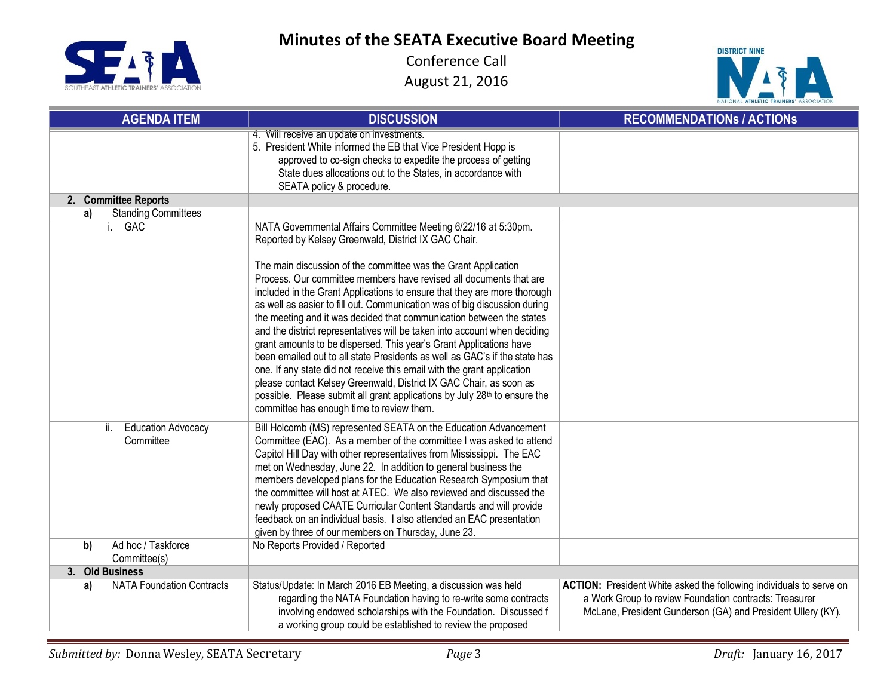# Minutes of the SEATA Executive Board Meeting

Conference Call

August 21, 2016

| AGENDA ITEM | DISCUSSION | RECOMMENDATIONs / ACTIONs |
|---|---|---|
| | 4. Will receive an update on investments.<br>5. President White informed the EB that Vice President Hopp is approved to co-sign checks to expedite the process of getting State dues allocations out to the States, in accordance with SEATA policy & procedure. | |
| **2. Committee Reports** | | |
| **a)** Standing Committees | | |
| i. GAC | NATA Governmental Affairs Committee Meeting 6/22/16 at 5:30pm. Reported by Kelsey Greenwald, District IX GAC Chair.<br><br>The main discussion of the committee was the Grant Application Process. Our committee members have revised all documents that are included in the Grant Applications to ensure that they are more thorough as well as easier to fill out. Communication was of big discussion during the meeting and it was decided that communication between the states and the district representatives will be taken into account when deciding grant amounts to be dispersed. This year's Grant Applications have been emailed out to all state Presidents as well as GAC's if the state has one. If any state did not receive this email with the grant application please contact Kelsey Greenwald, District IX GAC Chair, as soon as possible. Please submit all grant applications by July 28th to ensure the committee has enough time to review them. | |
| ii. Education Advocacy Committee | Bill Holcomb (MS) represented SEATA on the Education Advancement Committee (EAC). As a member of the committee I was asked to attend Capitol Hill Day with other representatives from Mississippi. The EAC met on Wednesday, June 22. In addition to general business the members developed plans for the Education Research Symposium that the committee will host at ATEC. We also reviewed and discussed the newly proposed CAATE Curricular Content Standards and will provide feedback on an individual basis. I also attended an EAC presentation given by three of our members on Thursday, June 23. | |
| **b)** Ad hoc / Taskforce Committee(s) | No Reports Provided / Reported | |
| **3. Old Business** | | |
| **a)** NATA Foundation Contracts | Status/Update: In March 2016 EB Meeting, a discussion was held regarding the NATA Foundation having to re-write some contracts involving endowed scholarships with the Foundation. Discussed f a working group could be established to review the proposed | **ACTION:** President White asked the following individuals to serve on a Work Group to review Foundation contracts: Treasurer McLane, President Gunderson (GA) and President Ullery (KY). |

*Submitted by:* Donna Wesley, SEATA Secretary

*Draft:* January 16, 2017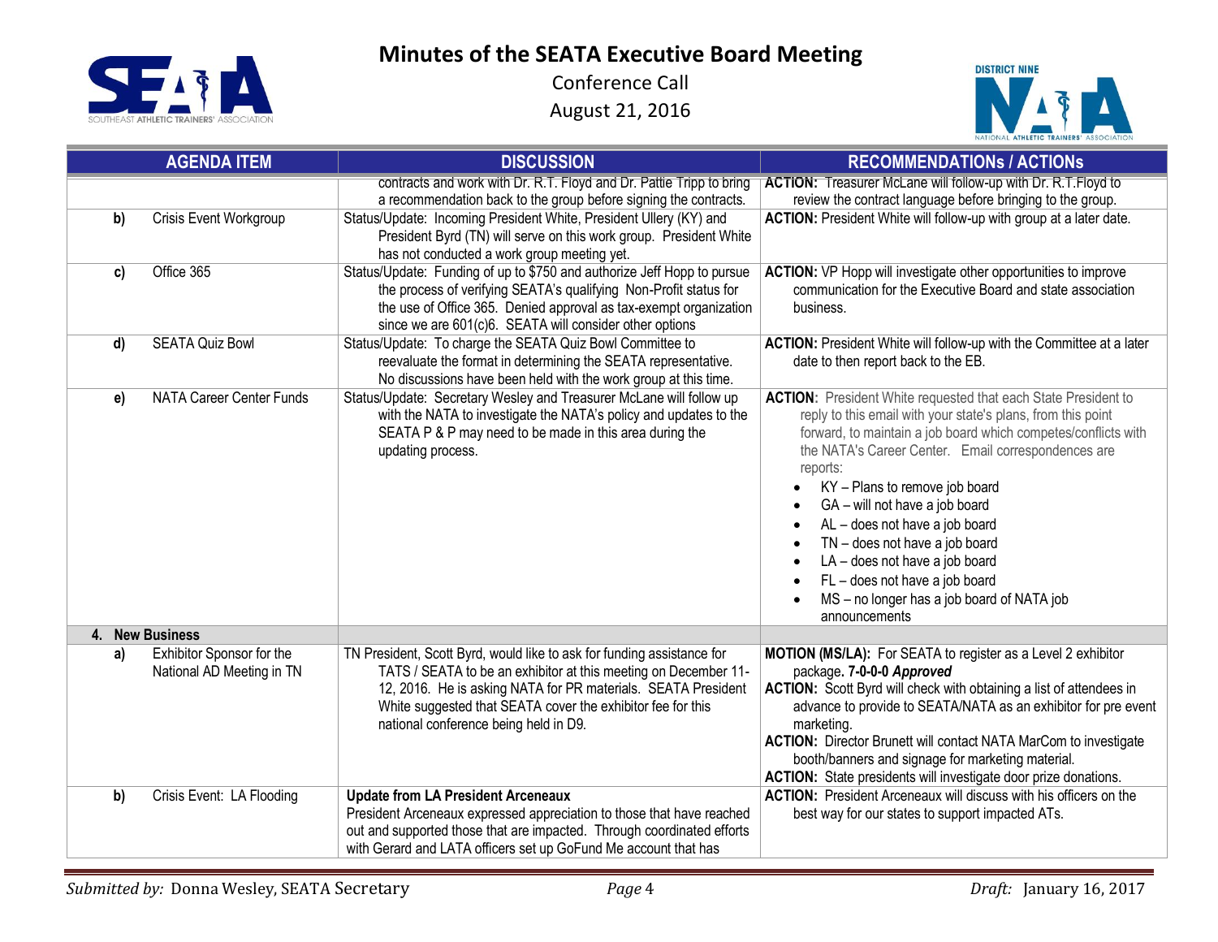# Minutes of the SEATA Executive Board Meeting

Conference Call

August 21, 2016

| AGENDA ITEM | DISCUSSION | RECOMMENDATIONs / ACTIONs |
|---|---|---|
| | contracts and work with Dr. R.T. Floyd and Dr. Pattie Tripp to bring a recommendation back to the group before signing the contracts. | **ACTION:** Treasurer McLane will follow-up with Dr. R.T.Floyd to review the contract language before bringing to the group. |
| **b)** Crisis Event Workgroup | Status/Update: Incoming President White, President Ullery (KY) and President Byrd (TN) will serve on this work group. President White has not conducted a work group meeting yet. | **ACTION:** President White will follow-up with group at a later date. |
| **c)** Office 365 | Status/Update: Funding of up to $750 and authorize Jeff Hopp to pursue the process of verifying SEATA's qualifying Non-Profit status for the use of Office 365. Denied approval as tax-exempt organization since we are 601(c)6. SEATA will consider other options | **ACTION:** VP Hopp will investigate other opportunities to improve communication for the Executive Board and state association business. |
| **d)** SEATA Quiz Bowl | Status/Update: To charge the SEATA Quiz Bowl Committee to reevaluate the format in determining the SEATA representative. No discussions have been held with the work group at this time. | **ACTION:** President White will follow-up with the Committee at a later date to then report back to the EB. |
| **e)** NATA Career Center Funds | Status/Update: Secretary Wesley and Treasurer McLane will follow up with the NATA to investigate the NATA's policy and updates to the SEATA P & P may need to be made in this area during the updating process. | **ACTION**: President White requested that each State President to reply to this email with your state's plans, from this point forward, to maintain a job board which competes/conflicts with the NATA's Career Center. Email correspondences are reports:<br>• KY – Plans to remove job board<br>• GA – will not have a job board<br>• AL – does not have a job board<br>• TN – does not have a job board<br>• LA – does not have a job board<br>• FL – does not have a job board<br>• MS – no longer has a job board of NATA job announcements |
| **4. New Business** | | |
| **a)** Exhibitor Sponsor for the National AD Meeting in TN | TN President, Scott Byrd, would like to ask for funding assistance for TATS / SEATA to be an exhibitor at this meeting on December 11-12, 2016. He is asking NATA for PR materials. SEATA President White suggested that SEATA cover the exhibitor fee for this national conference being held in D9. | **MOTION (MS/LA):** For SEATA to register as a Level 2 exhibitor package**. 7-0-0-0 *Approved***<br>**ACTION:** Scott Byrd will check with obtaining a list of attendees in advance to provide to SEATA/NATA as an exhibitor for pre event marketing.<br>**ACTION:** Director Brunett will contact NATA MarCom to investigate booth/banners and signage for marketing material.<br>**ACTION:** State presidents will investigate door prize donations. |
| **b)** Crisis Event: LA Flooding | **Update from LA President Arceneaux**<br>President Arceneaux expressed appreciation to those that have reached out and supported those that are impacted. Through coordinated efforts with Gerard and LATA officers set up GoFund Me account that has | **ACTION:** President Arceneaux will discuss with his officers on the best way for our states to support impacted ATs. |

*Submitted by:* Donna Wesley, SEATA Secretary

*Draft:* January 16, 2017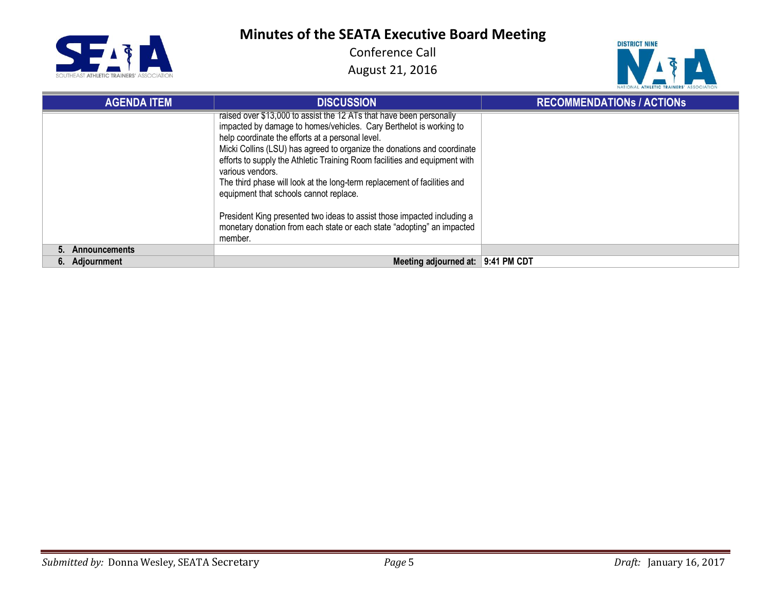| AGENDA ITEM | DISCUSSION | RECOMMENDATIONs / ACTIONs |
|---|---|---|
| | raised over $13,000 to assist the 12 ATs that have been personally impacted by damage to homes/vehicles. Cary Berthelot is working to help coordinate the efforts at a personal level.<br>Micki Collins (LSU) has agreed to organize the donations and coordinate efforts to supply the Athletic Training Room facilities and equipment with various vendors.<br>The third phase will look at the long-term replacement of facilities and equipment that schools cannot replace.<br><br>President King presented two ideas to assist those impacted including a monetary donation from each state or each state "adopting" an impacted member. | |
| **5. Announcements** | | |
| **6. Adjournment** | **Meeting adjourned at:** | **9:41 PM CDT** |